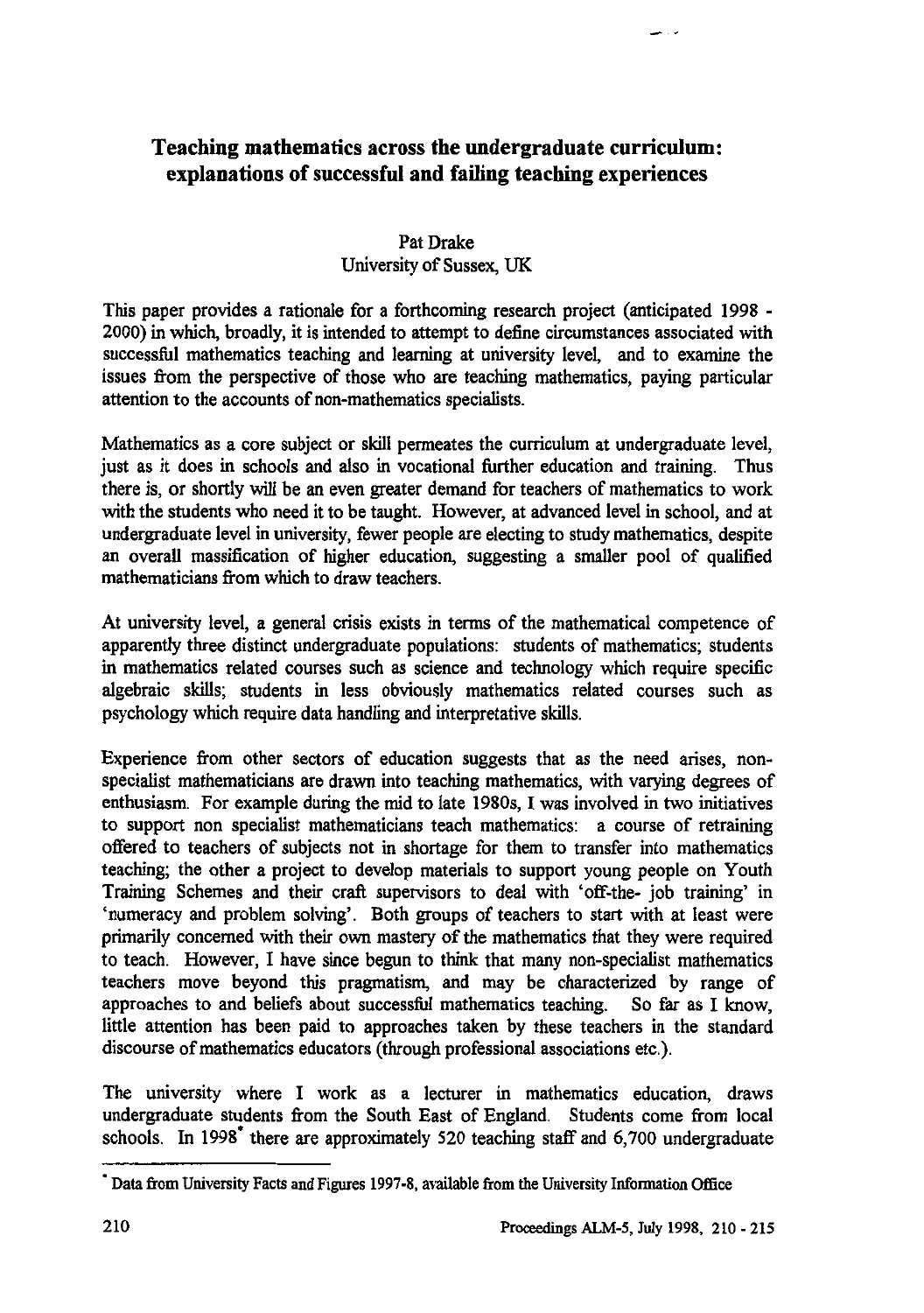# Teaching mathematics across the undergraduate curriculum: explanations of successful and failing teaching experiences

Pat Drake
University of Sussex, UK

This paper provides a rationale for a forthcoming research project (anticipated 1998 - 2000) in which, broadly, it is intended to attempt to define circumstances associated with successful mathematics teaching and learning at university level, and to examine the issues from the perspective of those who are teaching mathematics, paying particular attention to the accounts of non-mathematics specialists.

Mathematics as a core subject or skill permeates the curriculum at undergraduate level, just as it does in schools and also in vocational further education and training. Thus there is, or shortly will be an even greater demand for teachers of mathematics to work with the students who need it to be taught. However, at advanced level in school, and at undergraduate level in university, fewer people are electing to study mathematics, despite an overall massification of higher education, suggesting a smaller pool of qualified mathematicians from which to draw teachers.

At university level, a general crisis exists in terms of the mathematical competence of apparently three distinct undergraduate populations: students of mathematics; students in mathematics related courses such as science and technology which require specific algebraic skills; students in less obviously mathematics related courses such as psychology which require data handling and interpretative skills.

Experience from other sectors of education suggests that as the need arises, non-specialist mathematicians are drawn into teaching mathematics, with varying degrees of enthusiasm. For example during the mid to late 1980s, I was involved in two initiatives to support non specialist mathematicians teach mathematics: a course of retraining offered to teachers of subjects not in shortage for them to transfer into mathematics teaching; the other a project to develop materials to support young people on Youth Training Schemes and their craft supervisors to deal with 'off-the- job training' in 'numeracy and problem solving'. Both groups of teachers to start with at least were primarily concerned with their own mastery of the mathematics that they were required to teach. However, I have since begun to think that many non-specialist mathematics teachers move beyond this pragmatism, and may be characterized by range of approaches to and beliefs about successful mathematics teaching. So far as I know, little attention has been paid to approaches taken by these teachers in the standard discourse of mathematics educators (through professional associations etc.).

The university where I work as a lecturer in mathematics education, draws undergraduate students from the South East of England. Students come from local schools. In 1998[*] there are approximately 520 teaching staff and 6,700 undergraduate

[*] Data from University Facts and Figures 1997-8, available from the University Information Office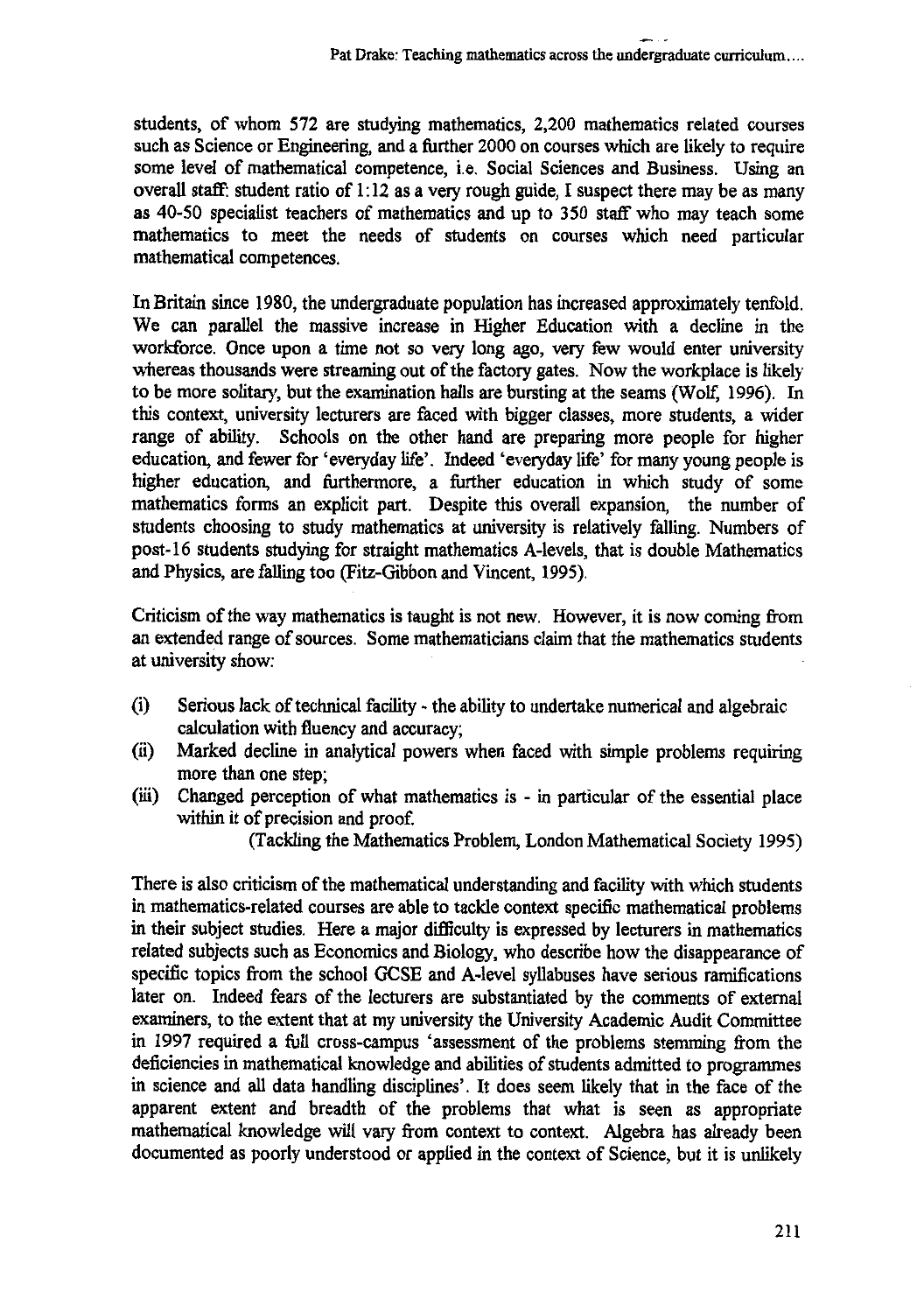students, of whom 572 are studying mathematics, 2,200 mathematics related courses such as Science or Engineering, and a further 2000 on courses which are likely to require some level of mathematical competence, i.e. Social Sciences and Business. Using an overall staff: student ratio of 1:12 as a very rough guide, I suspect there may be as many as 40-50 specialist teachers of mathematics and up to 350 staff who may teach some mathematics to meet the needs of students on courses which need particular mathematical competences.

In Britain since 1980, the undergraduate population has increased approximately tenfold. We can parallel the massive increase in Higher Education with a decline in the workforce. Once upon a time not so very long ago, very few would enter university whereas thousands were streaming out of the factory gates. Now the workplace is likely to be more solitary, but the examination halls are bursting at the seams (Wolf, 1996). In this context, university lecturers are faced with bigger classes, more students, a wider range of ability. Schools on the other hand are preparing more people for higher education, and fewer for 'everyday life'. Indeed 'everyday life' for many young people is higher education, and furthermore, a further education in which study of some mathematics forms an explicit part. Despite this overall expansion, the number of students choosing to study mathematics at university is relatively falling. Numbers of post-16 students studying for straight mathematics A-levels, that is double Mathematics and Physics, are falling too (Fitz-Gibbon and Vincent, 1995).

Criticism of the way mathematics is taught is not new. However, it is now coming from an extended range of sources. Some mathematicians claim that the mathematics students at university show:

(i) Serious lack of technical facility - the ability to undertake numerical and algebraic calculation with fluency and accuracy;
(ii) Marked decline in analytical powers when faced with simple problems requiring more than one step;
(iii) Changed perception of what mathematics is - in particular of the essential place within it of precision and proof.

(Tackling the Mathematics Problem, London Mathematical Society 1995)

There is also criticism of the mathematical understanding and facility with which students in mathematics-related courses are able to tackle context specific mathematical problems in their subject studies. Here a major difficulty is expressed by lecturers in mathematics related subjects such as Economics and Biology, who describe how the disappearance of specific topics from the school GCSE and A-level syllabuses have serious ramifications later on. Indeed fears of the lecturers are substantiated by the comments of external examiners, to the extent that at my university the University Academic Audit Committee in 1997 required a full cross-campus 'assessment of the problems stemming from the deficiencies in mathematical knowledge and abilities of students admitted to programmes in science and all data handling disciplines'. It does seem likely that in the face of the apparent extent and breadth of the problems that what is seen as appropriate mathematical knowledge will vary from context to context. Algebra has already been documented as poorly understood or applied in the context of Science, but it is unlikely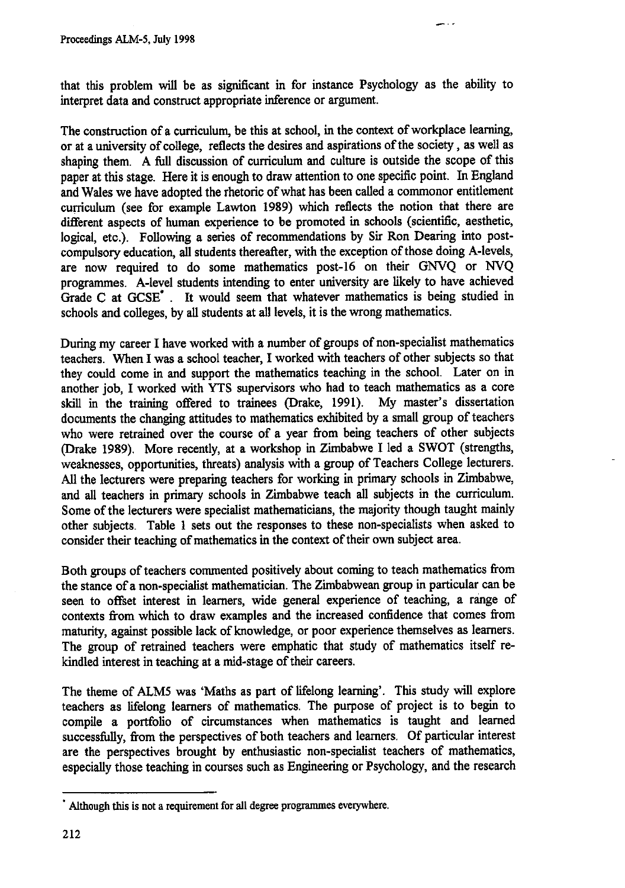that this problem will be as significant in for instance Psychology as the ability to interpret data and construct appropriate inference or argument.

The construction of a curriculum, be this at school, in the context of workplace learning, or at a university of college, reflects the desires and aspirations of the society , as well as shaping them. A full discussion of curriculum and culture is outside the scope of this paper at this stage. Here it is enough to draw attention to one specific point. In England and Wales we have adopted the rhetoric of what has been called a commonor entitlement curriculum (see for example Lawton 1989) which reflects the notion that there are different aspects of human experience to be promoted in schools (scientific, aesthetic, logical, etc.). Following a series of recommendations by Sir Ron Dearing into post-compulsory education, all students thereafter, with the exception of those doing A-levels, are now required to do some mathematics post-16 on their GNVQ or NVQ programmes. A-level students intending to enter university are likely to have achieved Grade C at GCSE* . It would seem that whatever mathematics is being studied in schools and colleges, by all students at all levels, it is the wrong mathematics.

During my career I have worked with a number of groups of non-specialist mathematics teachers. When I was a school teacher, I worked with teachers of other subjects so that they could come in and support the mathematics teaching in the school. Later on in another job, I worked with YTS supervisors who had to teach mathematics as a core skill in the training offered to trainees (Drake, 1991). My master's dissertation documents the changing attitudes to mathematics exhibited by a small group of teachers who were retrained over the course of a year from being teachers of other subjects (Drake 1989). More recently, at a workshop in Zimbabwe I led a SWOT (strengths, weaknesses, opportunities, threats) analysis with a group of Teachers College lecturers. All the lecturers were preparing teachers for working in primary schools in Zimbabwe, and all teachers in primary schools in Zimbabwe teach all subjects in the curriculum. Some of the lecturers were specialist mathematicians, the majority though taught mainly other subjects. Table 1 sets out the responses to these non-specialists when asked to consider their teaching of mathematics in the context of their own subject area.

Both groups of teachers commented positively about coming to teach mathematics from the stance of a non-specialist mathematician. The Zimbabwean group in particular can be seen to offset interest in learners, wide general experience of teaching, a range of contexts from which to draw examples and the increased confidence that comes from maturity, against possible lack of knowledge, or poor experience themselves as learners. The group of retrained teachers were emphatic that study of mathematics itself re-kindled interest in teaching at a mid-stage of their careers.

The theme of ALM5 was 'Maths as part of lifelong learning'. This study will explore teachers as lifelong learners of mathematics. The purpose of project is to begin to compile a portfolio of circumstances when mathematics is taught and learned successfully, from the perspectives of both teachers and learners. Of particular interest are the perspectives brought by enthusiastic non-specialist teachers of mathematics, especially those teaching in courses such as Engineering or Psychology, and the research

* Although this is not a requirement for all degree programmes everywhere.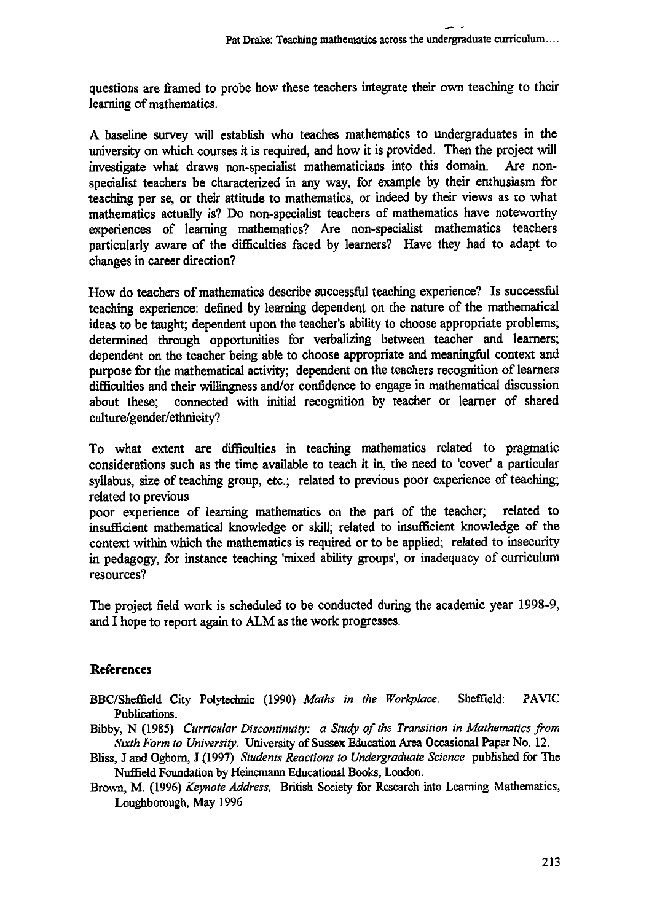questions are framed to probe how these teachers integrate their own teaching to their learning of mathematics.

A baseline survey will establish who teaches mathematics to undergraduates in the university on which courses it is required, and how it is provided. Then the project will investigate what draws non-specialist mathematicians into this domain. Are non-specialist teachers be characterized in any way, for example by their enthusiasm for teaching per se, or their attitude to mathematics, or indeed by their views as to what mathematics actually is? Do non-specialist teachers of mathematics have noteworthy experiences of learning mathematics? Are non-specialist mathematics teachers particularly aware of the difficulties faced by learners? Have they had to adapt to changes in career direction?

How do teachers of mathematics describe successful teaching experience? Is successful teaching experience: defined by learning dependent on the nature of the mathematical ideas to be taught; dependent upon the teacher's ability to choose appropriate problems; determined through opportunities for verbalizing between teacher and learners; dependent on the teacher being able to choose appropriate and meaningful context and purpose for the mathematical activity; dependent on the teachers recognition of learners difficulties and their willingness and/or confidence to engage in mathematical discussion about these; connected with initial recognition by teacher or learner of shared culture/gender/ethnicity?

To what extent are difficulties in teaching mathematics related to pragmatic considerations such as the time available to teach it in, the need to 'cover' a particular syllabus, size of teaching group, etc.; related to previous poor experience of teaching; related to previous
poor experience of learning mathematics on the part of the teacher; related to insufficient mathematical knowledge or skill; related to insufficient knowledge of the context within which the mathematics is required or to be applied; related to insecurity in pedagogy, for instance teaching 'mixed ability groups', or inadequacy of curriculum resources?

The project field work is scheduled to be conducted during the academic year 1998-9, and I hope to report again to ALM as the work progresses.

## References

BBC/Sheffield City Polytechnic (1990) *Maths in the Workplace*. Sheffield: PAVIC Publications.

Bibby, N (1985) *Curricular Discontinuity: a Study of the Transition in Mathematics from Sixth Form to University*. University of Sussex Education Area Occasional Paper No. 12.

Bliss, J and Ogborn, J (1997) *Students Reactions to Undergraduate Science* published for The Nuffield Foundation by Heinemann Educational Books, London.

Brown, M. (1996) *Keynote Address,* British Society for Research into Learning Mathematics, Loughborough, May 1996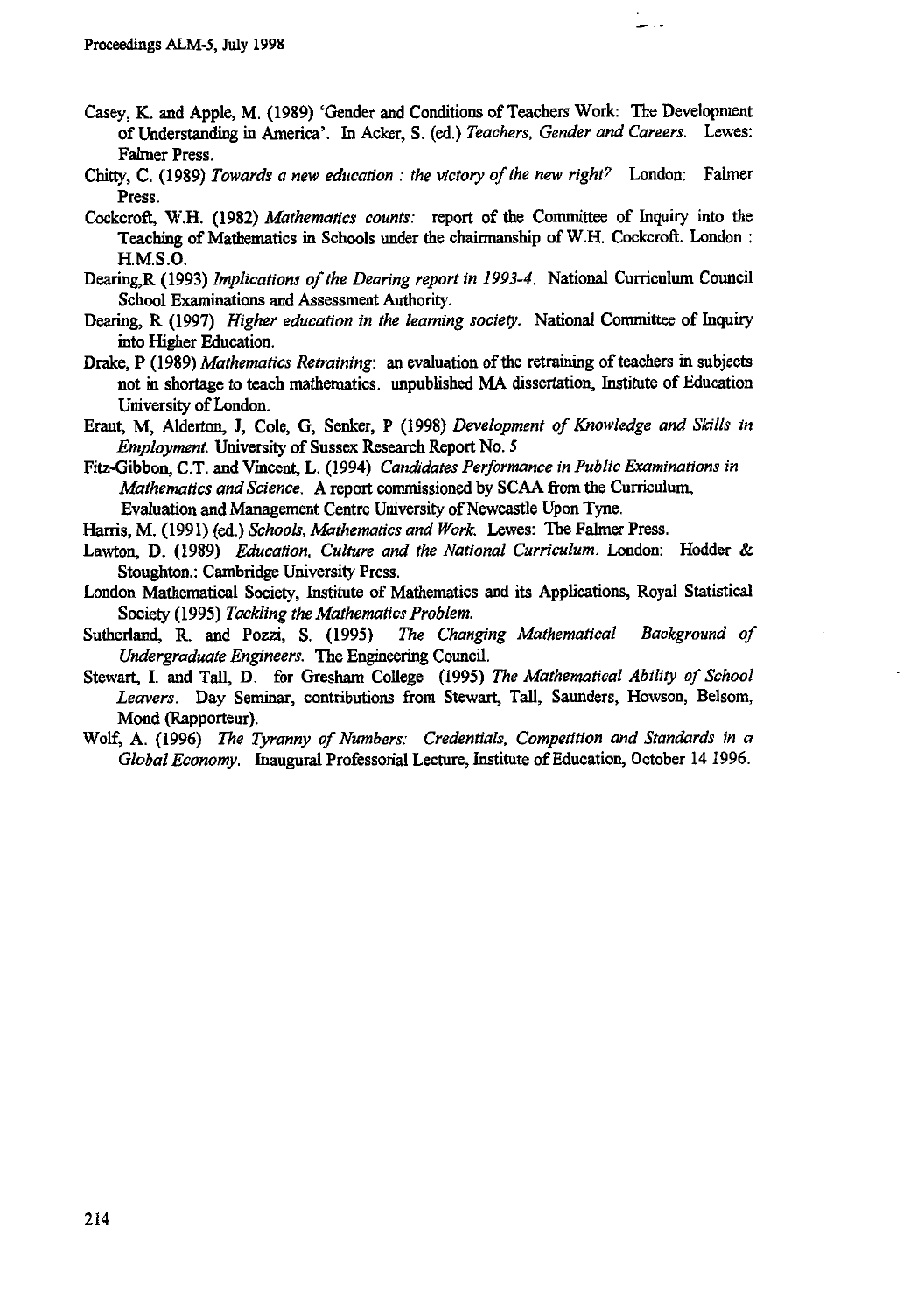Casey, K. and Apple, M. (1989) 'Gender and Conditions of Teachers Work: The Development of Understanding in America'. In Acker, S. (ed.) *Teachers, Gender and Careers*. Lewes: Falmer Press.

Chitty, C. (1989) *Towards a new education : the victory of the new right?* London: Falmer Press.

Cockcroft, W.H. (1982) *Mathematics counts:* report of the Committee of Inquiry into the Teaching of Mathematics in Schools under the chairmanship of W.H. Cockcroft. London : H.M.S.O.

Dearing,R (1993) *Implications of the Dearing report in 1993-4*. National Curriculum Council School Examinations and Assessment Authority.

Dearing, R (1997) *Higher education in the learning society*. National Committee of Inquiry into Higher Education.

Drake, P (1989) *Mathematics Retraining*: an evaluation of the retraining of teachers in subjects not in shortage to teach mathematics. unpublished MA dissertation, Institute of Education University of London.

Eraut, M, Alderton, J, Cole, G, Senker, P (1998) *Development of Knowledge and Skills in Employment*. University of Sussex Research Report No. 5

Fitz-Gibbon, C.T. and Vincent, L. (1994) *Candidates Performance in Public Examinations in Mathematics and Science*. A report commissioned by SCAA from the Curriculum, Evaluation and Management Centre University of Newcastle Upon Tyne.

Harris, M. (1991) (ed.) *Schools, Mathematics and Work*. Lewes: The Falmer Press.

Lawton, D. (1989) *Education, Culture and the National Curriculum*. London: Hodder & Stoughton.: Cambridge University Press.

London Mathematical Society, Institute of Mathematics and its Applications, Royal Statistical Society (1995) *Tackling the Mathematics Problem.*

Sutherland, R. and Pozzi, S. (1995) *The Changing Mathematical Background of Undergraduate Engineers*. The Engineering Council.

Stewart, I. and Tall, D. for Gresham College (1995) *The Mathematical Ability of School Leavers*. Day Seminar, contributions from Stewart, Tall, Saunders, Howson, Belsom, Mond (Rapporteur).

Wolf, A. (1996) *The Tyranny of Numbers: Credentials, Competition and Standards in a Global Economy*. Inaugural Professorial Lecture, Institute of Education, October 14 1996.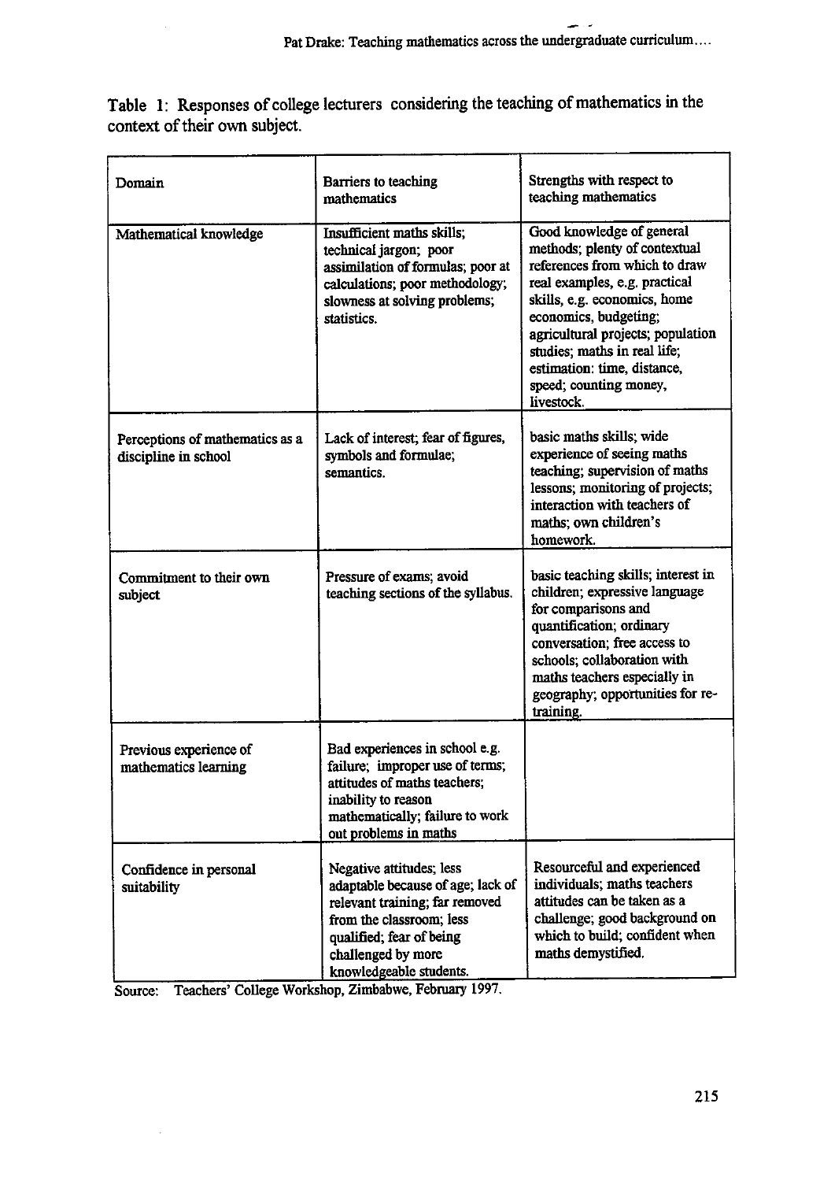Table 1: Responses of college lecturers considering the teaching of mathematics in the context of their own subject.

| Domain | Barriers to teaching mathematics | Strengths with respect to teaching mathematics |
|---|---|---|
| Mathematical knowledge | Insufficient maths skills; technical jargon; poor assimilation of formulas; poor at calculations; poor methodology; slowness at solving problems; statistics. | Good knowledge of general methods; plenty of contextual references from which to draw real examples, e.g. practical skills, e.g. economics, home economics, budgeting; agricultural projects; population studies; maths in real life; estimation: time, distance, speed; counting money, livestock. |
| Perceptions of mathematics as a discipline in school | Lack of interest; fear of figures, symbols and formulae; semantics. | basic maths skills; wide experience of seeing maths teaching; supervision of maths lessons; monitoring of projects; interaction with teachers of maths; own children's homework. |
| Commitment to their own subject | Pressure of exams; avoid teaching sections of the syllabus. | basic teaching skills; interest in children; expressive language for comparisons and quantification; ordinary conversation; free access to schools; collaboration with maths teachers especially in geography; opportunities for re-training. |
| Previous experience of mathematics learning | Bad experiences in school e.g. failure; improper use of terms; attitudes of maths teachers; inability to reason mathematically; failure to work out problems in maths | |
| Confidence in personal suitability | Negative attitudes; less adaptable because of age; lack of relevant training; far removed from the classroom; less qualified; fear of being challenged by more knowledgeable students. | Resourceful and experienced individuals; maths teachers attitudes can be taken as a challenge; good background on which to build; confident when maths demystified. |

Source: Teachers' College Workshop, Zimbabwe, February 1997.